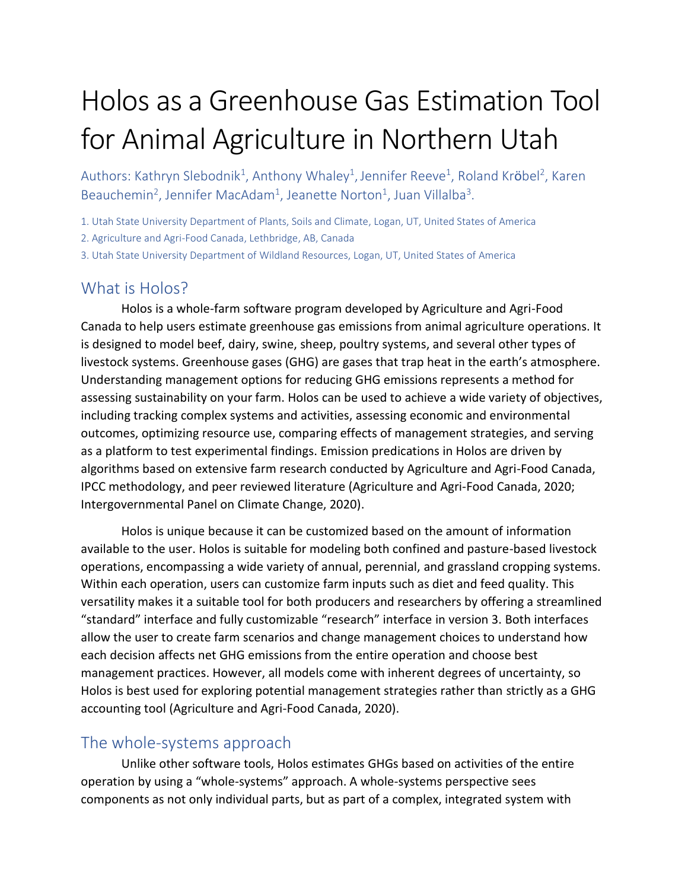# Holos as a Greenhouse Gas Estimation Tool for Animal Agriculture in Northern Utah

Authors: Kathryn Slebodnik[1], Anthony Whaley[1], Jennifer Reeve[1], Roland Kröbel[2], Karen Beauchemin[2], Jennifer MacAdam[1], Jeanette Norton[1], Juan Villalba[3].

1. Utah State University Department of Plants, Soils and Climate, Logan, UT, United States of America
2. Agriculture and Agri-Food Canada, Lethbridge, AB, Canada
3. Utah State University Department of Wildland Resources, Logan, UT, United States of America

## What is Holos?

Holos is a whole-farm software program developed by Agriculture and Agri-Food Canada to help users estimate greenhouse gas emissions from animal agriculture operations. It is designed to model beef, dairy, swine, sheep, poultry systems, and several other types of livestock systems. Greenhouse gases (GHG) are gases that trap heat in the earth's atmosphere. Understanding management options for reducing GHG emissions represents a method for assessing sustainability on your farm. Holos can be used to achieve a wide variety of objectives, including tracking complex systems and activities, assessing economic and environmental outcomes, optimizing resource use, comparing effects of management strategies, and serving as a platform to test experimental findings. Emission predications in Holos are driven by algorithms based on extensive farm research conducted by Agriculture and Agri-Food Canada, IPCC methodology, and peer reviewed literature (Agriculture and Agri-Food Canada, 2020; Intergovernmental Panel on Climate Change, 2020).

Holos is unique because it can be customized based on the amount of information available to the user. Holos is suitable for modeling both confined and pasture-based livestock operations, encompassing a wide variety of annual, perennial, and grassland cropping systems. Within each operation, users can customize farm inputs such as diet and feed quality. This versatility makes it a suitable tool for both producers and researchers by offering a streamlined "standard" interface and fully customizable "research" interface in version 3. Both interfaces allow the user to create farm scenarios and change management choices to understand how each decision affects net GHG emissions from the entire operation and choose best management practices. However, all models come with inherent degrees of uncertainty, so Holos is best used for exploring potential management strategies rather than strictly as a GHG accounting tool (Agriculture and Agri-Food Canada, 2020).

## The whole-systems approach

Unlike other software tools, Holos estimates GHGs based on activities of the entire operation by using a "whole-systems" approach. A whole-systems perspective sees components as not only individual parts, but as part of a complex, integrated system with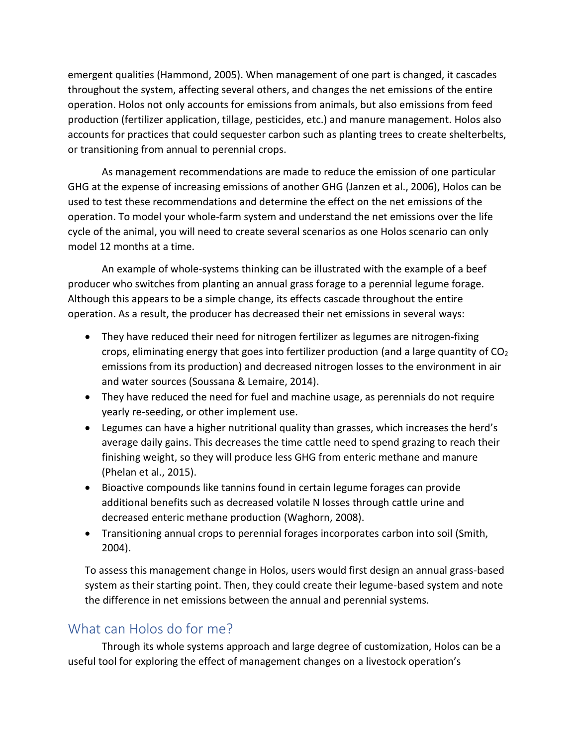emergent qualities (Hammond, 2005). When management of one part is changed, it cascades throughout the system, affecting several others, and changes the net emissions of the entire operation. Holos not only accounts for emissions from animals, but also emissions from feed production (fertilizer application, tillage, pesticides, etc.) and manure management. Holos also accounts for practices that could sequester carbon such as planting trees to create shelterbelts, or transitioning from annual to perennial crops.

As management recommendations are made to reduce the emission of one particular GHG at the expense of increasing emissions of another GHG (Janzen et al., 2006), Holos can be used to test these recommendations and determine the effect on the net emissions of the operation. To model your whole-farm system and understand the net emissions over the life cycle of the animal, you will need to create several scenarios as one Holos scenario can only model 12 months at a time.

An example of whole-systems thinking can be illustrated with the example of a beef producer who switches from planting an annual grass forage to a perennial legume forage. Although this appears to be a simple change, its effects cascade throughout the entire operation. As a result, the producer has decreased their net emissions in several ways:

- They have reduced their need for nitrogen fertilizer as legumes are nitrogen-fixing crops, eliminating energy that goes into fertilizer production (and a large quantity of $CO_2$ emissions from its production) and decreased nitrogen losses to the environment in air and water sources (Soussana & Lemaire, 2014).
- They have reduced the need for fuel and machine usage, as perennials do not require yearly re-seeding, or other implement use.
- Legumes can have a higher nutritional quality than grasses, which increases the herd's average daily gains. This decreases the time cattle need to spend grazing to reach their finishing weight, so they will produce less GHG from enteric methane and manure (Phelan et al., 2015).
- Bioactive compounds like tannins found in certain legume forages can provide additional benefits such as decreased volatile N losses through cattle urine and decreased enteric methane production (Waghorn, 2008).
- Transitioning annual crops to perennial forages incorporates carbon into soil (Smith, 2004).

To assess this management change in Holos, users would first design an annual grass-based system as their starting point. Then, they could create their legume-based system and note the difference in net emissions between the annual and perennial systems.

## What can Holos do for me?

Through its whole systems approach and large degree of customization, Holos can be a useful tool for exploring the effect of management changes on a livestock operation's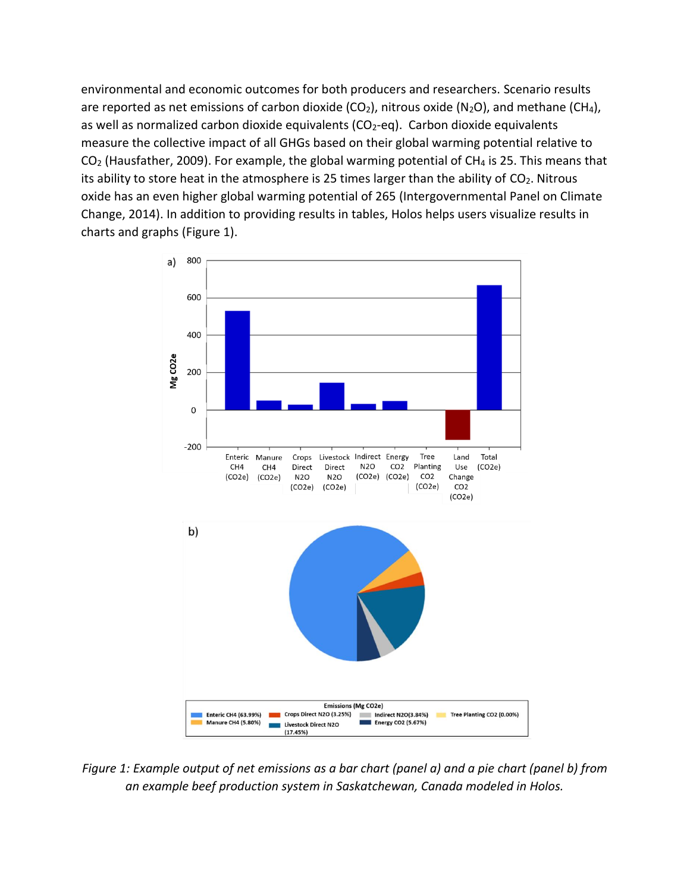environmental and economic outcomes for both producers and researchers. Scenario results are reported as net emissions of carbon dioxide ($CO_2$), nitrous oxide ($N_2O$), and methane ($CH_4$), as well as normalized carbon dioxide equivalents ($CO_2$-eq). Carbon dioxide equivalents measure the collective impact of all GHGs based on their global warming potential relative to $CO_2$ (Hausfather, 2009). For example, the global warming potential of $CH_4$ is 25. This means that its ability to store heat in the atmosphere is 25 times larger than the ability of $CO_2$. Nitrous oxide has an even higher global warming potential of 265 (Intergovernmental Panel on Climate Change, 2014). In addition to providing results in tables, Holos helps users visualize results in charts and graphs (Figure 1).

*Figure 1: Example output of net emissions as a bar chart (panel a) and a pie chart (panel b) from an example beef production system in Saskatchewan, Canada modeled in Holos.*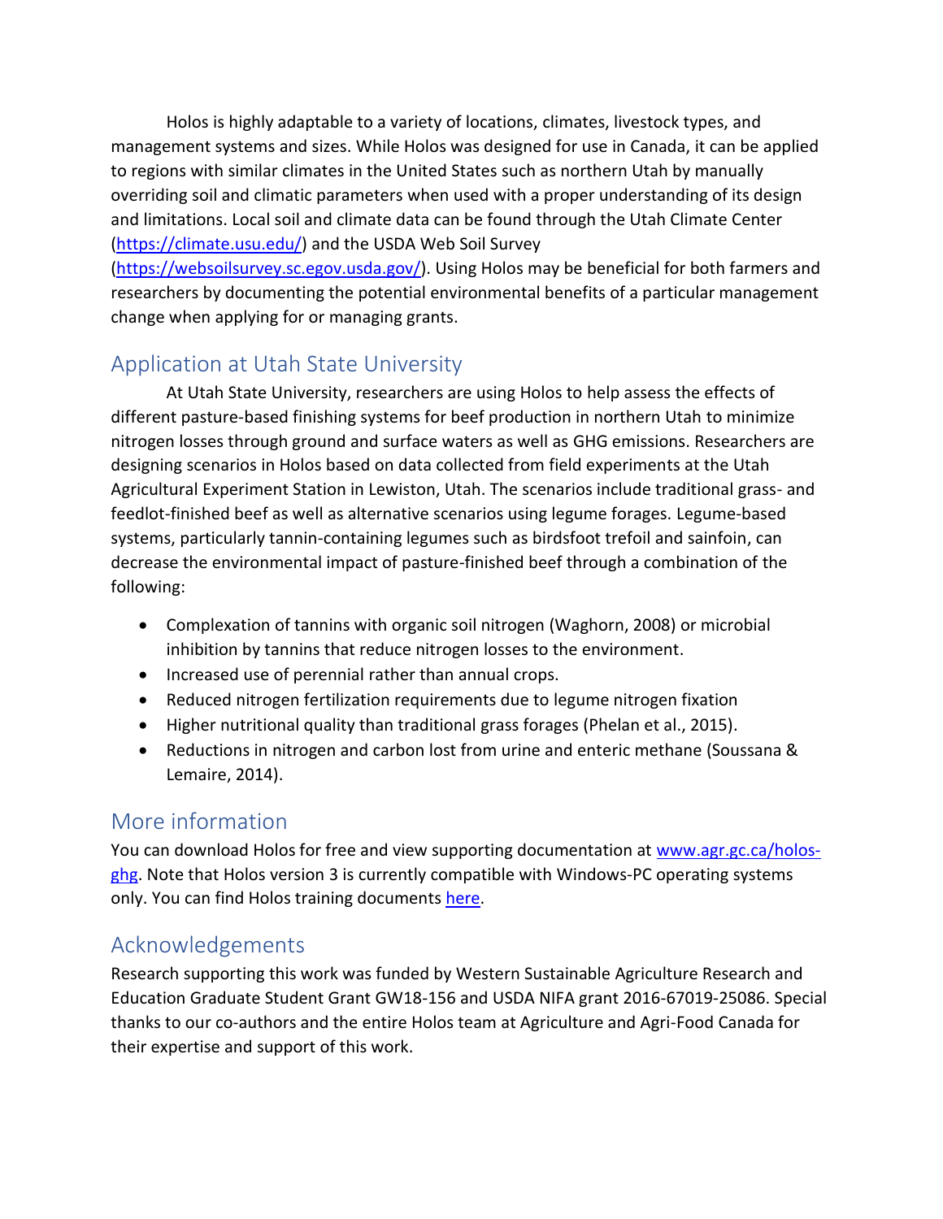Holos is highly adaptable to a variety of locations, climates, livestock types, and management systems and sizes. While Holos was designed for use in Canada, it can be applied to regions with similar climates in the United States such as northern Utah by manually overriding soil and climatic parameters when used with a proper understanding of its design and limitations. Local soil and climate data can be found through the Utah Climate Center (https://climate.usu.edu/) and the USDA Web Soil Survey (https://websoilsurvey.sc.egov.usda.gov/). Using Holos may be beneficial for both farmers and researchers by documenting the potential environmental benefits of a particular management change when applying for or managing grants.

## Application at Utah State University

At Utah State University, researchers are using Holos to help assess the effects of different pasture-based finishing systems for beef production in northern Utah to minimize nitrogen losses through ground and surface waters as well as GHG emissions. Researchers are designing scenarios in Holos based on data collected from field experiments at the Utah Agricultural Experiment Station in Lewiston, Utah. The scenarios include traditional grass- and feedlot-finished beef as well as alternative scenarios using legume forages. Legume-based systems, particularly tannin-containing legumes such as birdsfoot trefoil and sainfoin, can decrease the environmental impact of pasture-finished beef through a combination of the following:

- Complexation of tannins with organic soil nitrogen (Waghorn, 2008) or microbial inhibition by tannins that reduce nitrogen losses to the environment.
- Increased use of perennial rather than annual crops.
- Reduced nitrogen fertilization requirements due to legume nitrogen fixation
- Higher nutritional quality than traditional grass forages (Phelan et al., 2015).
- Reductions in nitrogen and carbon lost from urine and enteric methane (Soussana & Lemaire, 2014).

## More information

You can download Holos for free and view supporting documentation at www.agr.gc.ca/holos-ghg. Note that Holos version 3 is currently compatible with Windows-PC operating systems only. You can find Holos training documents here.

## Acknowledgements

Research supporting this work was funded by Western Sustainable Agriculture Research and Education Graduate Student Grant GW18-156 and USDA NIFA grant 2016-67019-25086. Special thanks to our co-authors and the entire Holos team at Agriculture and Agri-Food Canada for their expertise and support of this work.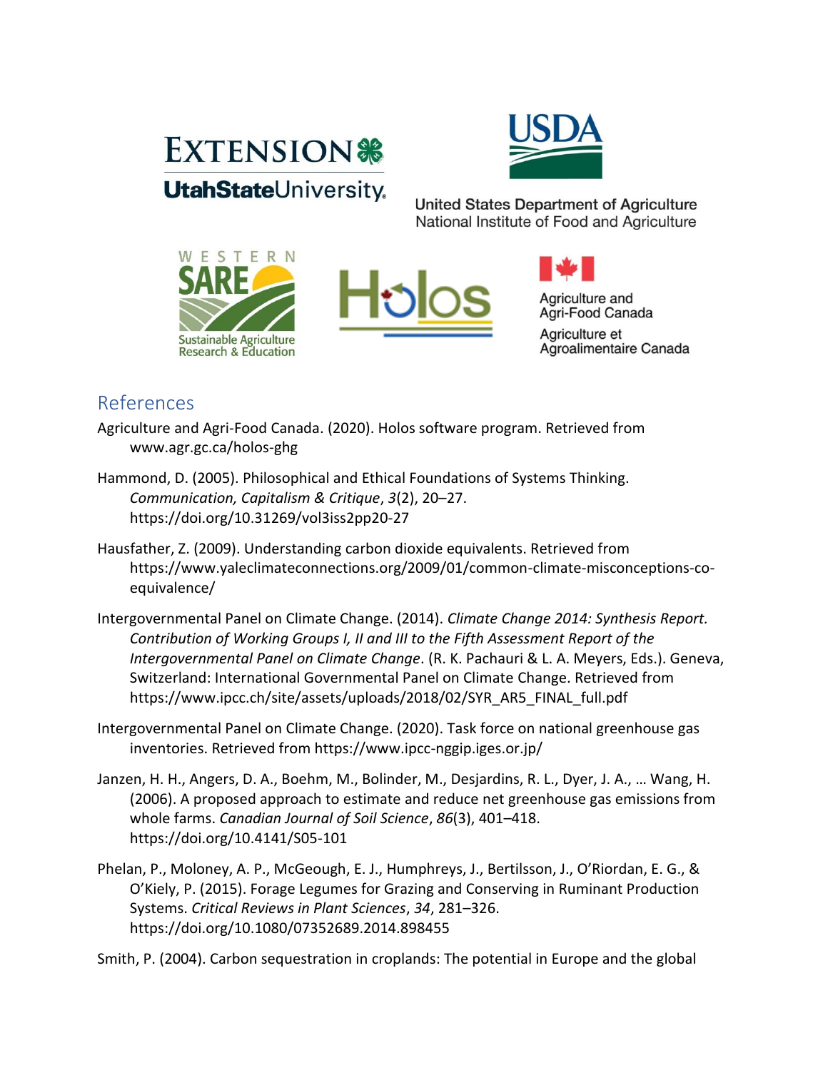## References

Agriculture and Agri-Food Canada. (2020). Holos software program. Retrieved from www.agr.gc.ca/holos-ghg

Hammond, D. (2005). Philosophical and Ethical Foundations of Systems Thinking. *Communication, Capitalism & Critique*, *3*(2), 20–27. https://doi.org/10.31269/vol3iss2pp20-27

Hausfather, Z. (2009). Understanding carbon dioxide equivalents. Retrieved from https://www.yaleclimateconnections.org/2009/01/common-climate-misconceptions-co-equivalence/

Intergovernmental Panel on Climate Change. (2014). *Climate Change 2014: Synthesis Report. Contribution of Working Groups I, II and III to the Fifth Assessment Report of the Intergovernmental Panel on Climate Change*. (R. K. Pachauri & L. A. Meyers, Eds.). Geneva, Switzerland: International Governmental Panel on Climate Change. Retrieved from https://www.ipcc.ch/site/assets/uploads/2018/02/SYR_AR5_FINAL_full.pdf

Intergovernmental Panel on Climate Change. (2020). Task force on national greenhouse gas inventories. Retrieved from https://www.ipcc-nggip.iges.or.jp/

Janzen, H. H., Angers, D. A., Boehm, M., Bolinder, M., Desjardins, R. L., Dyer, J. A., … Wang, H. (2006). A proposed approach to estimate and reduce net greenhouse gas emissions from whole farms. *Canadian Journal of Soil Science*, *86*(3), 401–418. https://doi.org/10.4141/S05-101

Phelan, P., Moloney, A. P., McGeough, E. J., Humphreys, J., Bertilsson, J., O'Riordan, E. G., & O'Kiely, P. (2015). Forage Legumes for Grazing and Conserving in Ruminant Production Systems. *Critical Reviews in Plant Sciences*, *34*, 281–326. https://doi.org/10.1080/07352689.2014.898455

Smith, P. (2004). Carbon sequestration in croplands: The potential in Europe and the global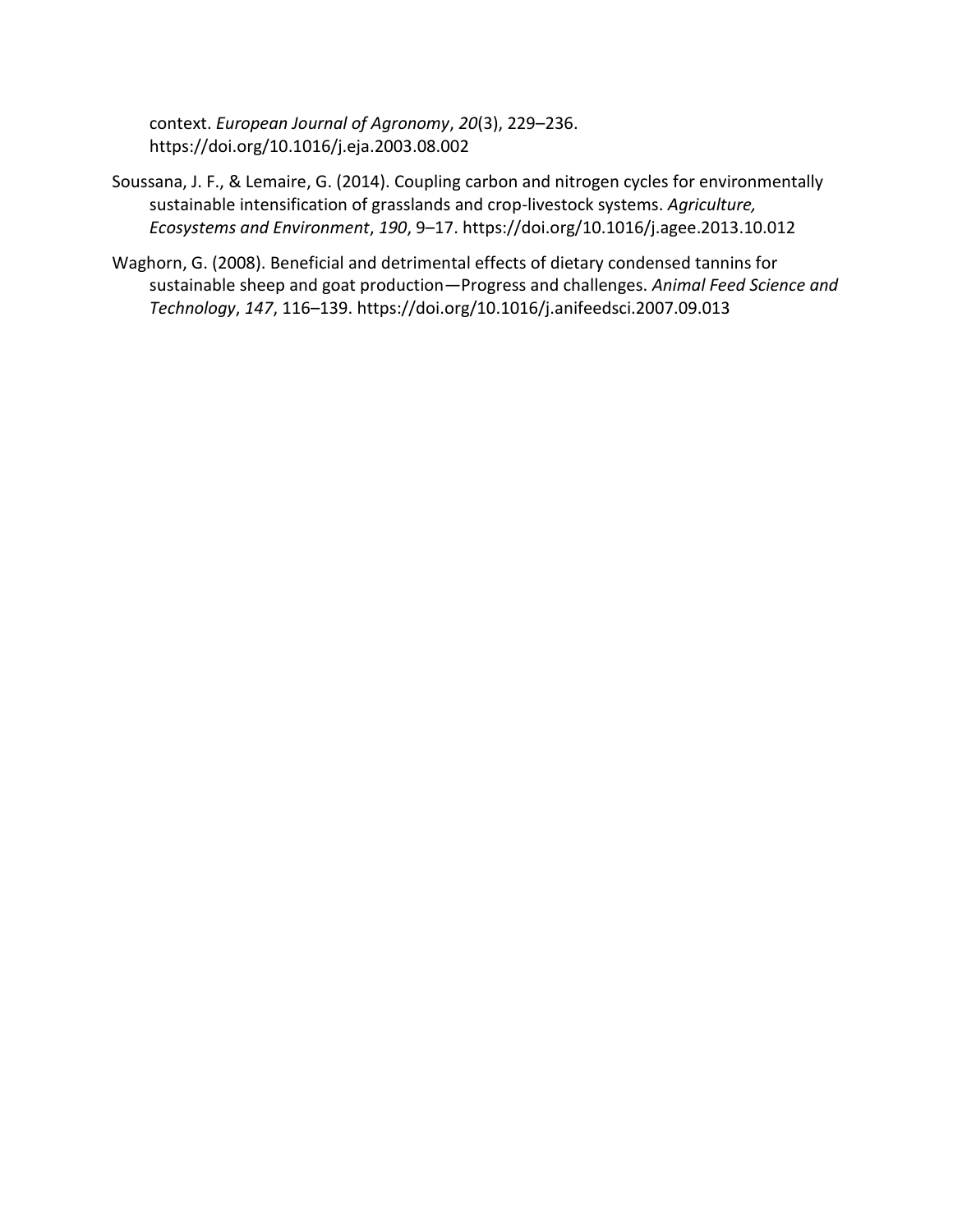context. *European Journal of Agronomy*, *20*(3), 229–236. https://doi.org/10.1016/j.eja.2003.08.002

Soussana, J. F., & Lemaire, G. (2014). Coupling carbon and nitrogen cycles for environmentally sustainable intensification of grasslands and crop-livestock systems. *Agriculture, Ecosystems and Environment*, *190*, 9–17. https://doi.org/10.1016/j.agee.2013.10.012

Waghorn, G. (2008). Beneficial and detrimental effects of dietary condensed tannins for sustainable sheep and goat production—Progress and challenges. *Animal Feed Science and Technology*, *147*, 116–139. https://doi.org/10.1016/j.anifeedsci.2007.09.013